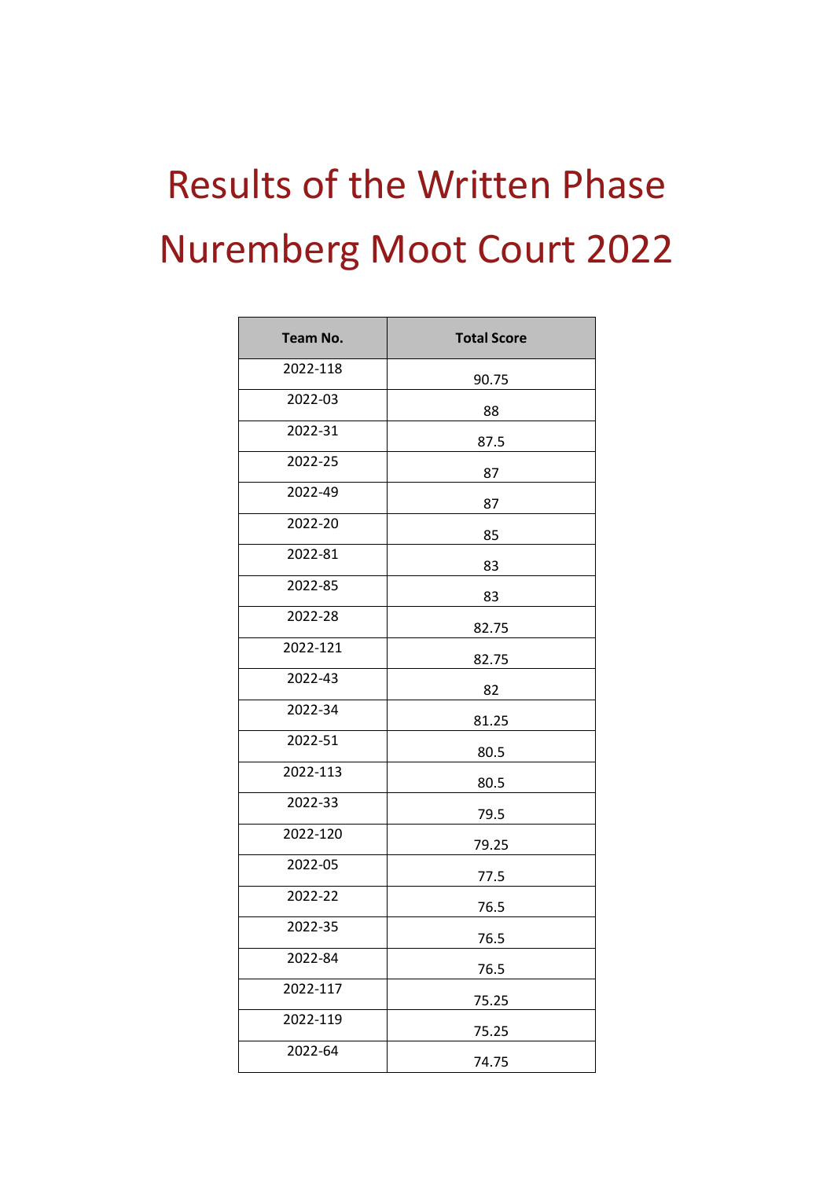# Results of the Written Phase Nuremberg Moot Court 2022

| Team No. | Total Score |
|---|---|
| 2022-118 | 90.75 |
| 2022-03 | 88 |
| 2022-31 | 87.5 |
| 2022-25 | 87 |
| 2022-49 | 87 |
| 2022-20 | 85 |
| 2022-81 | 83 |
| 2022-85 | 83 |
| 2022-28 | 82.75 |
| 2022-121 | 82.75 |
| 2022-43 | 82 |
| 2022-34 | 81.25 |
| 2022-51 | 80.5 |
| 2022-113 | 80.5 |
| 2022-33 | 79.5 |
| 2022-120 | 79.25 |
| 2022-05 | 77.5 |
| 2022-22 | 76.5 |
| 2022-35 | 76.5 |
| 2022-84 | 76.5 |
| 2022-117 | 75.25 |
| 2022-119 | 75.25 |
| 2022-64 | 74.75 |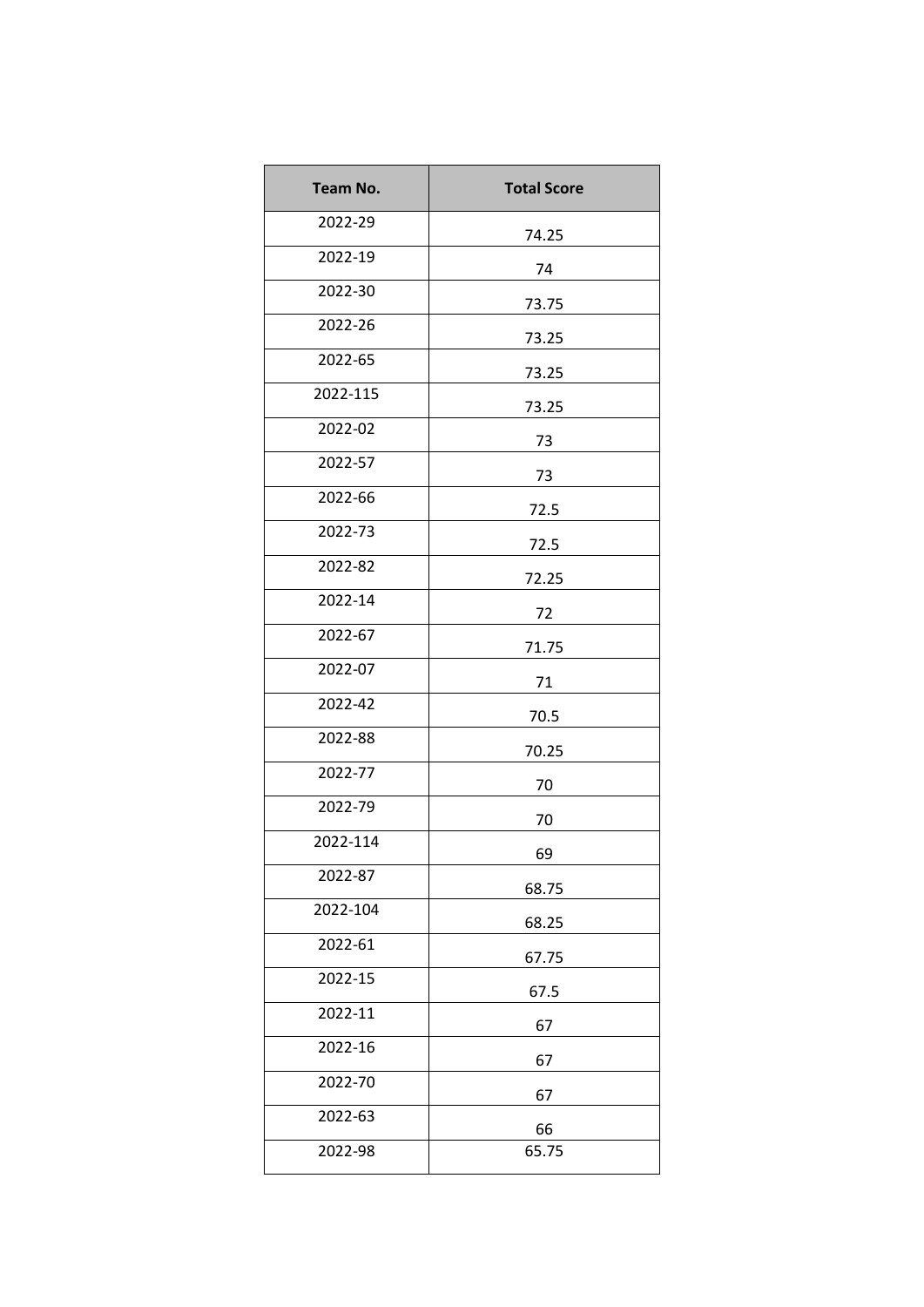| Team No. | Total Score |
|---|---|
| 2022-29 | 74.25 |
| 2022-19 | 74 |
| 2022-30 | 73.75 |
| 2022-26 | 73.25 |
| 2022-65 | 73.25 |
| 2022-115 | 73.25 |
| 2022-02 | 73 |
| 2022-57 | 73 |
| 2022-66 | 72.5 |
| 2022-73 | 72.5 |
| 2022-82 | 72.25 |
| 2022-14 | 72 |
| 2022-67 | 71.75 |
| 2022-07 | 71 |
| 2022-42 | 70.5 |
| 2022-88 | 70.25 |
| 2022-77 | 70 |
| 2022-79 | 70 |
| 2022-114 | 69 |
| 2022-87 | 68.75 |
| 2022-104 | 68.25 |
| 2022-61 | 67.75 |
| 2022-15 | 67.5 |
| 2022-11 | 67 |
| 2022-16 | 67 |
| 2022-70 | 67 |
| 2022-63 | 66 |
| 2022-98 | 65.75 |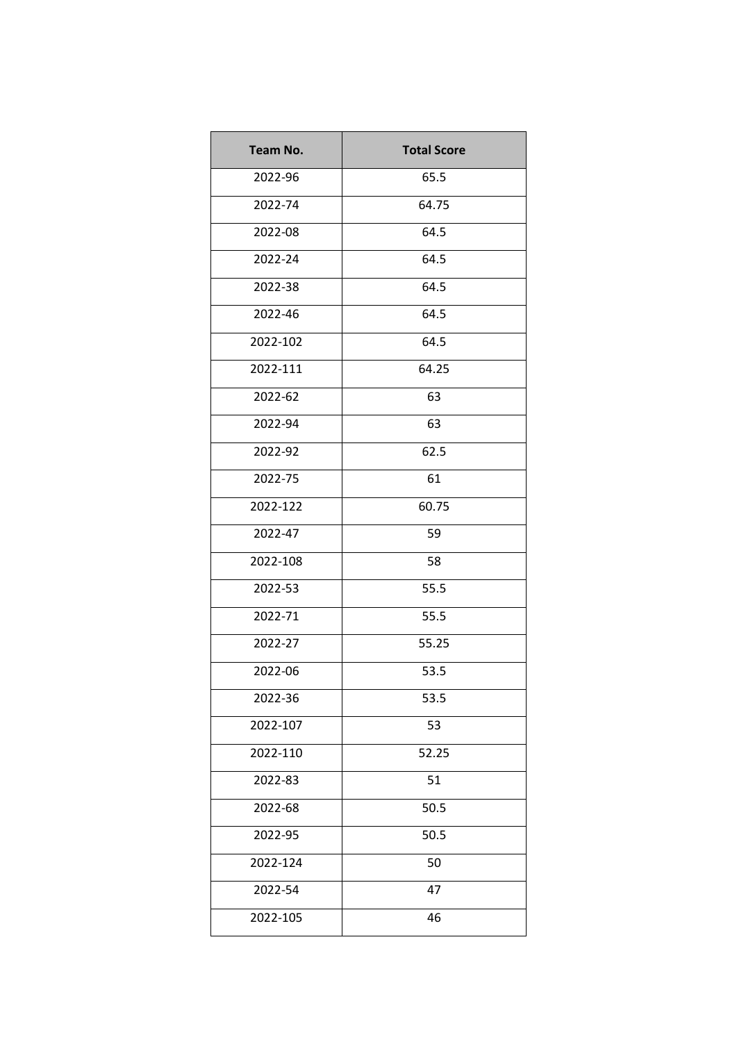| Team No. | Total Score |
|---|---|
| 2022-96 | 65.5 |
| 2022-74 | 64.75 |
| 2022-08 | 64.5 |
| 2022-24 | 64.5 |
| 2022-38 | 64.5 |
| 2022-46 | 64.5 |
| 2022-102 | 64.5 |
| 2022-111 | 64.25 |
| 2022-62 | 63 |
| 2022-94 | 63 |
| 2022-92 | 62.5 |
| 2022-75 | 61 |
| 2022-122 | 60.75 |
| 2022-47 | 59 |
| 2022-108 | 58 |
| 2022-53 | 55.5 |
| 2022-71 | 55.5 |
| 2022-27 | 55.25 |
| 2022-06 | 53.5 |
| 2022-36 | 53.5 |
| 2022-107 | 53 |
| 2022-110 | 52.25 |
| 2022-83 | 51 |
| 2022-68 | 50.5 |
| 2022-95 | 50.5 |
| 2022-124 | 50 |
| 2022-54 | 47 |
| 2022-105 | 46 |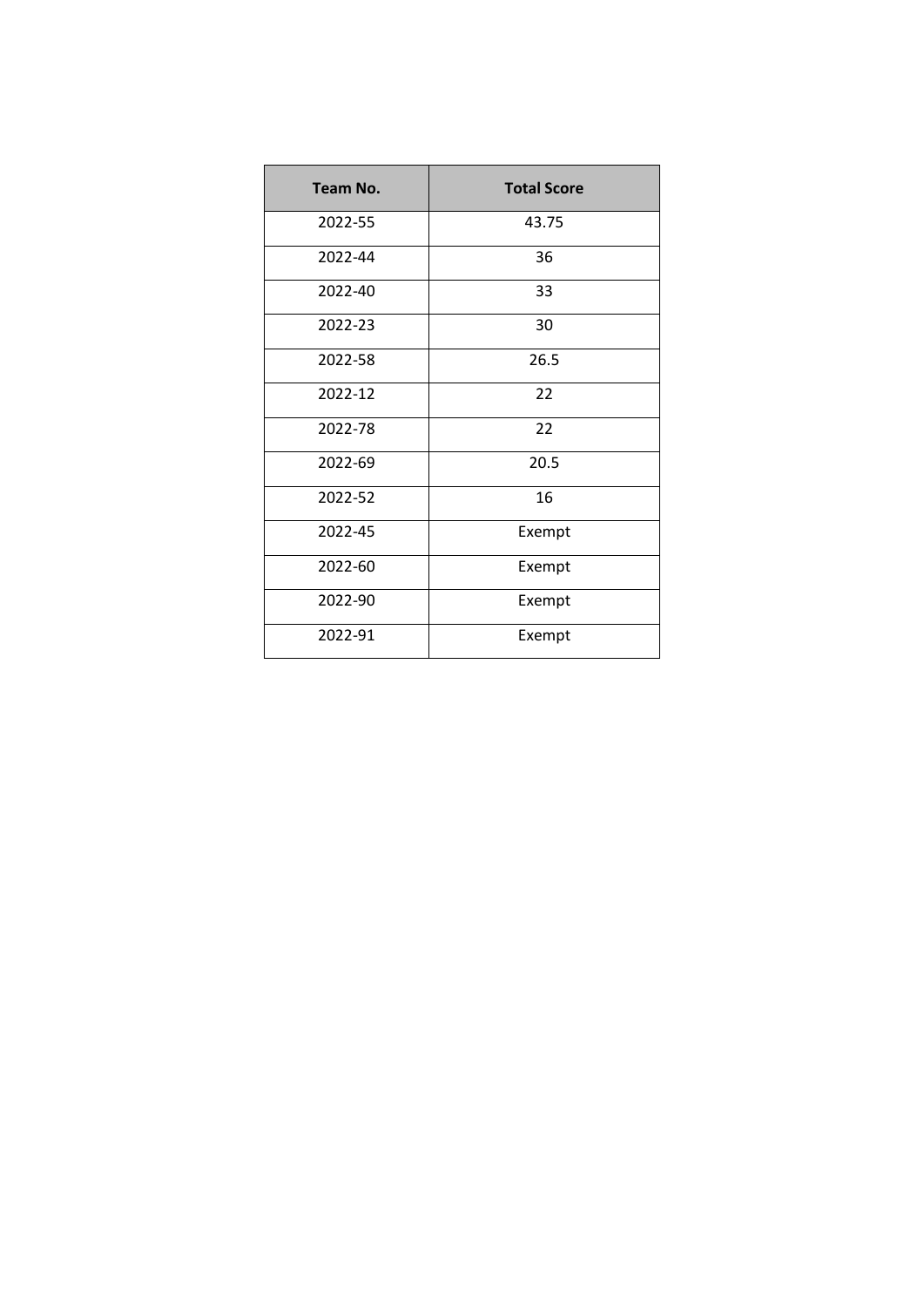| Team No. | Total Score |
|---|---|
| 2022-55 | 43.75 |
| 2022-44 | 36 |
| 2022-40 | 33 |
| 2022-23 | 30 |
| 2022-58 | 26.5 |
| 2022-12 | 22 |
| 2022-78 | 22 |
| 2022-69 | 20.5 |
| 2022-52 | 16 |
| 2022-45 | Exempt |
| 2022-60 | Exempt |
| 2022-90 | Exempt |
| 2022-91 | Exempt |